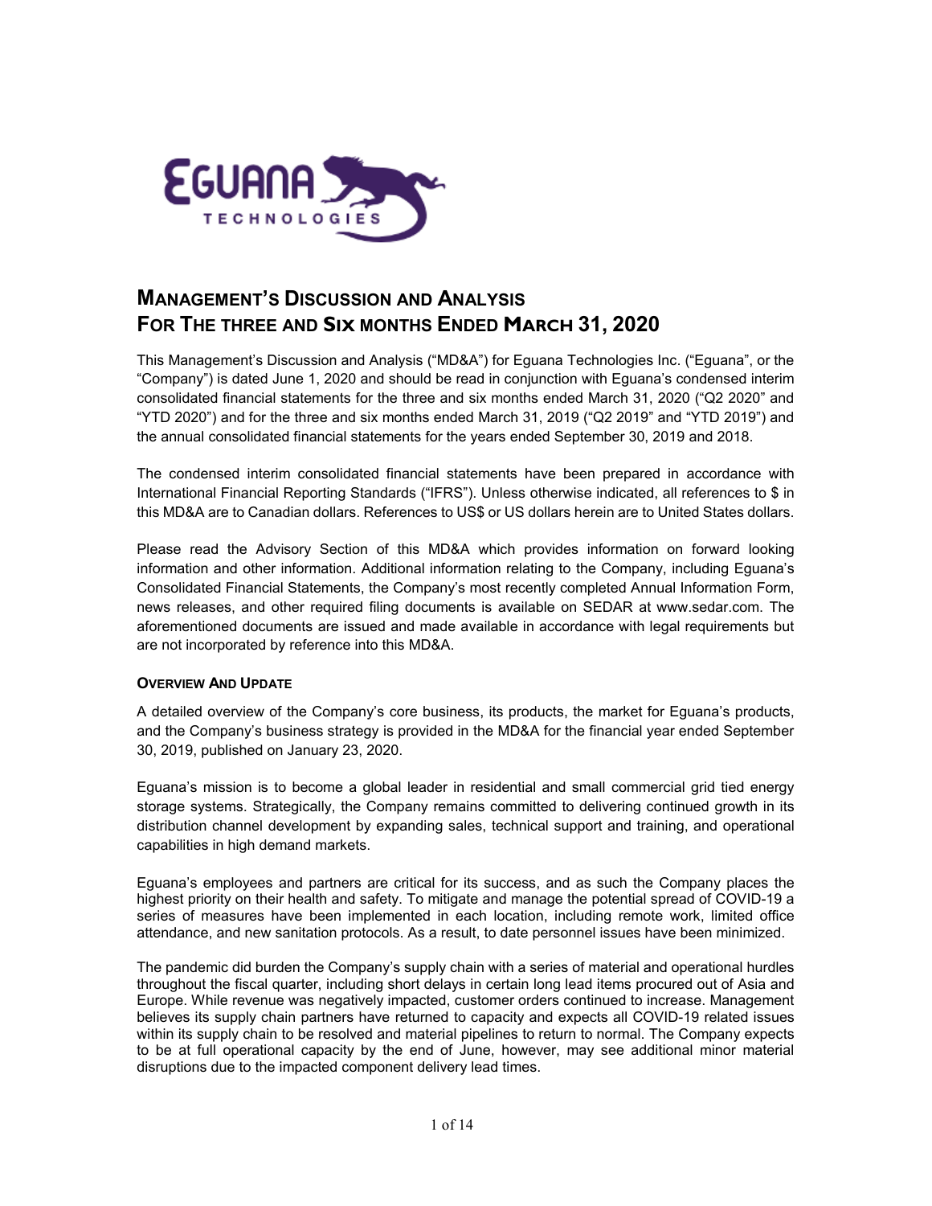# Management's Discussion and Analysis For The three and Six months Ended March 31, 2020

This Management's Discussion and Analysis ("MD&A") for Eguana Technologies Inc. ("Eguana", or the "Company") is dated June 1, 2020 and should be read in conjunction with Eguana's condensed interim consolidated financial statements for the three and six months ended March 31, 2020 ("Q2 2020" and "YTD 2020") and for the three and six months ended March 31, 2019 ("Q2 2019" and "YTD 2019") and the annual consolidated financial statements for the years ended September 30, 2019 and 2018.

The condensed interim consolidated financial statements have been prepared in accordance with International Financial Reporting Standards ("IFRS"). Unless otherwise indicated, all references to $ in this MD&A are to Canadian dollars. References to US$ or US dollars herein are to United States dollars.

Please read the Advisory Section of this MD&A which provides information on forward looking information and other information. Additional information relating to the Company, including Eguana's Consolidated Financial Statements, the Company's most recently completed Annual Information Form, news releases, and other required filing documents is available on SEDAR at www.sedar.com. The aforementioned documents are issued and made available in accordance with legal requirements but are not incorporated by reference into this MD&A.

## Overview And Update

A detailed overview of the Company's core business, its products, the market for Eguana's products, and the Company's business strategy is provided in the MD&A for the financial year ended September 30, 2019, published on January 23, 2020.

Eguana's mission is to become a global leader in residential and small commercial grid tied energy storage systems. Strategically, the Company remains committed to delivering continued growth in its distribution channel development by expanding sales, technical support and training, and operational capabilities in high demand markets.

Eguana's employees and partners are critical for its success, and as such the Company places the highest priority on their health and safety. To mitigate and manage the potential spread of COVID-19 a series of measures have been implemented in each location, including remote work, limited office attendance, and new sanitation protocols. As a result, to date personnel issues have been minimized.

The pandemic did burden the Company's supply chain with a series of material and operational hurdles throughout the fiscal quarter, including short delays in certain long lead items procured out of Asia and Europe. While revenue was negatively impacted, customer orders continued to increase. Management believes its supply chain partners have returned to capacity and expects all COVID-19 related issues within its supply chain to be resolved and material pipelines to return to normal. The Company expects to be at full operational capacity by the end of June, however, may see additional minor material disruptions due to the impacted component delivery lead times.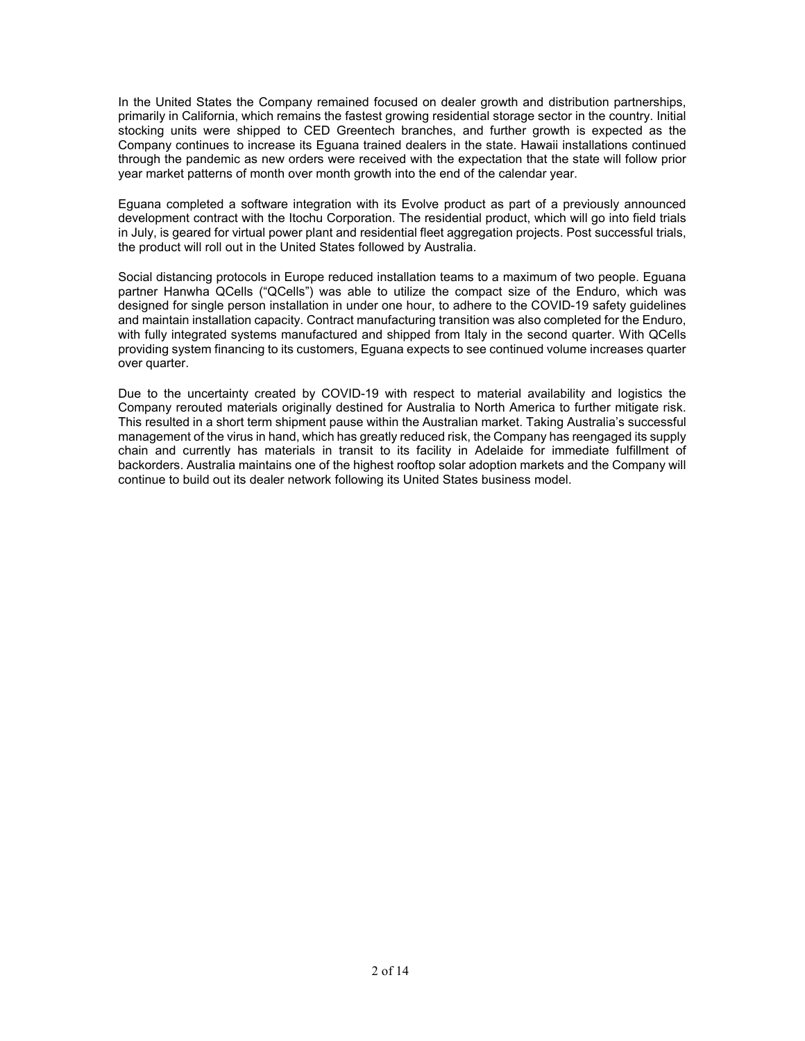In the United States the Company remained focused on dealer growth and distribution partnerships, primarily in California, which remains the fastest growing residential storage sector in the country. Initial stocking units were shipped to CED Greentech branches, and further growth is expected as the Company continues to increase its Eguana trained dealers in the state. Hawaii installations continued through the pandemic as new orders were received with the expectation that the state will follow prior year market patterns of month over month growth into the end of the calendar year.

Eguana completed a software integration with its Evolve product as part of a previously announced development contract with the Itochu Corporation. The residential product, which will go into field trials in July, is geared for virtual power plant and residential fleet aggregation projects. Post successful trials, the product will roll out in the United States followed by Australia.

Social distancing protocols in Europe reduced installation teams to a maximum of two people. Eguana partner Hanwha QCells ("QCells") was able to utilize the compact size of the Enduro, which was designed for single person installation in under one hour, to adhere to the COVID-19 safety guidelines and maintain installation capacity. Contract manufacturing transition was also completed for the Enduro, with fully integrated systems manufactured and shipped from Italy in the second quarter. With QCells providing system financing to its customers, Eguana expects to see continued volume increases quarter over quarter.

Due to the uncertainty created by COVID-19 with respect to material availability and logistics the Company rerouted materials originally destined for Australia to North America to further mitigate risk. This resulted in a short term shipment pause within the Australian market. Taking Australia's successful management of the virus in hand, which has greatly reduced risk, the Company has reengaged its supply chain and currently has materials in transit to its facility in Adelaide for immediate fulfillment of backorders. Australia maintains one of the highest rooftop solar adoption markets and the Company will continue to build out its dealer network following its United States business model.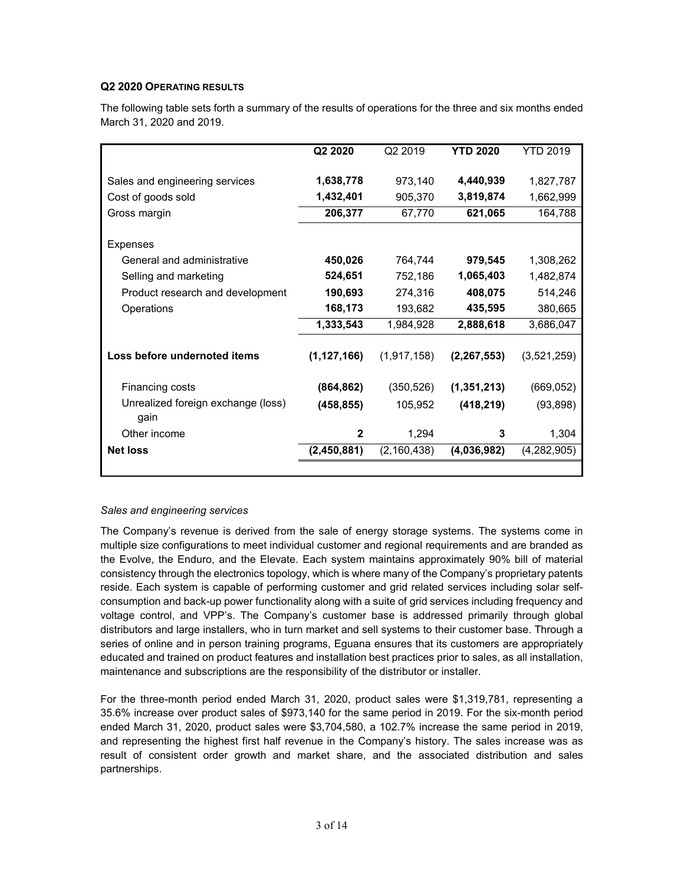### Q2 2020 OPERATING RESULTS

The following table sets forth a summary of the results of operations for the three and six months ended March 31, 2020 and 2019.

| | **Q2 2020** | Q2 2019 | **YTD 2020** | YTD 2019 |
|---|---|---|---|---|
| Sales and engineering services | **1,638,778** | 973,140 | **4,440,939** | 1,827,787 |
| Cost of goods sold | **1,432,401** | 905,370 | **3,819,874** | 1,662,999 |
| Gross margin | **206,377** | 67,770 | **621,065** | 164,788 |
| Expenses | | | | |
| General and administrative | **450,026** | 764,744 | **979,545** | 1,308,262 |
| Selling and marketing | **524,651** | 752,186 | **1,065,403** | 1,482,874 |
| Product research and development | **190,693** | 274,316 | **408,075** | 514,246 |
| Operations | **168,173** | 193,682 | **435,595** | 380,665 |
| | **1,333,543** | 1,984,928 | **2,888,618** | 3,686,047 |
| **Loss before undernoted items** | **(1,127,166)** | (1,917,158) | **(2,267,553)** | (3,521,259) |
| Financing costs | **(864,862)** | (350,526) | **(1,351,213)** | (669,052) |
| Unrealized foreign exchange (loss) gain | **(458,855)** | 105,952 | **(418,219)** | (93,898) |
| Other income | **2** | 1,294 | **3** | 1,304 |
| **Net loss** | **(2,450,881)** | (2,160,438) | **(4,036,982)** | (4,282,905) |

*Sales and engineering services*

The Company's revenue is derived from the sale of energy storage systems. The systems come in multiple size configurations to meet individual customer and regional requirements and are branded as the Evolve, the Enduro, and the Elevate. Each system maintains approximately 90% bill of material consistency through the electronics topology, which is where many of the Company's proprietary patents reside. Each system is capable of performing customer and grid related services including solar self-consumption and back-up power functionality along with a suite of grid services including frequency and voltage control, and VPP's. The Company's customer base is addressed primarily through global distributors and large installers, who in turn market and sell systems to their customer base. Through a series of online and in person training programs, Eguana ensures that its customers are appropriately educated and trained on product features and installation best practices prior to sales, as all installation, maintenance and subscriptions are the responsibility of the distributor or installer.

For the three-month period ended March 31, 2020, product sales were $1,319,781, representing a 35.6% increase over product sales of $973,140 for the same period in 2019. For the six-month period ended March 31, 2020, product sales were $3,704,580, a 102.7% increase the same period in 2019, and representing the highest first half revenue in the Company's history. The sales increase was as result of consistent order growth and market share, and the associated distribution and sales partnerships.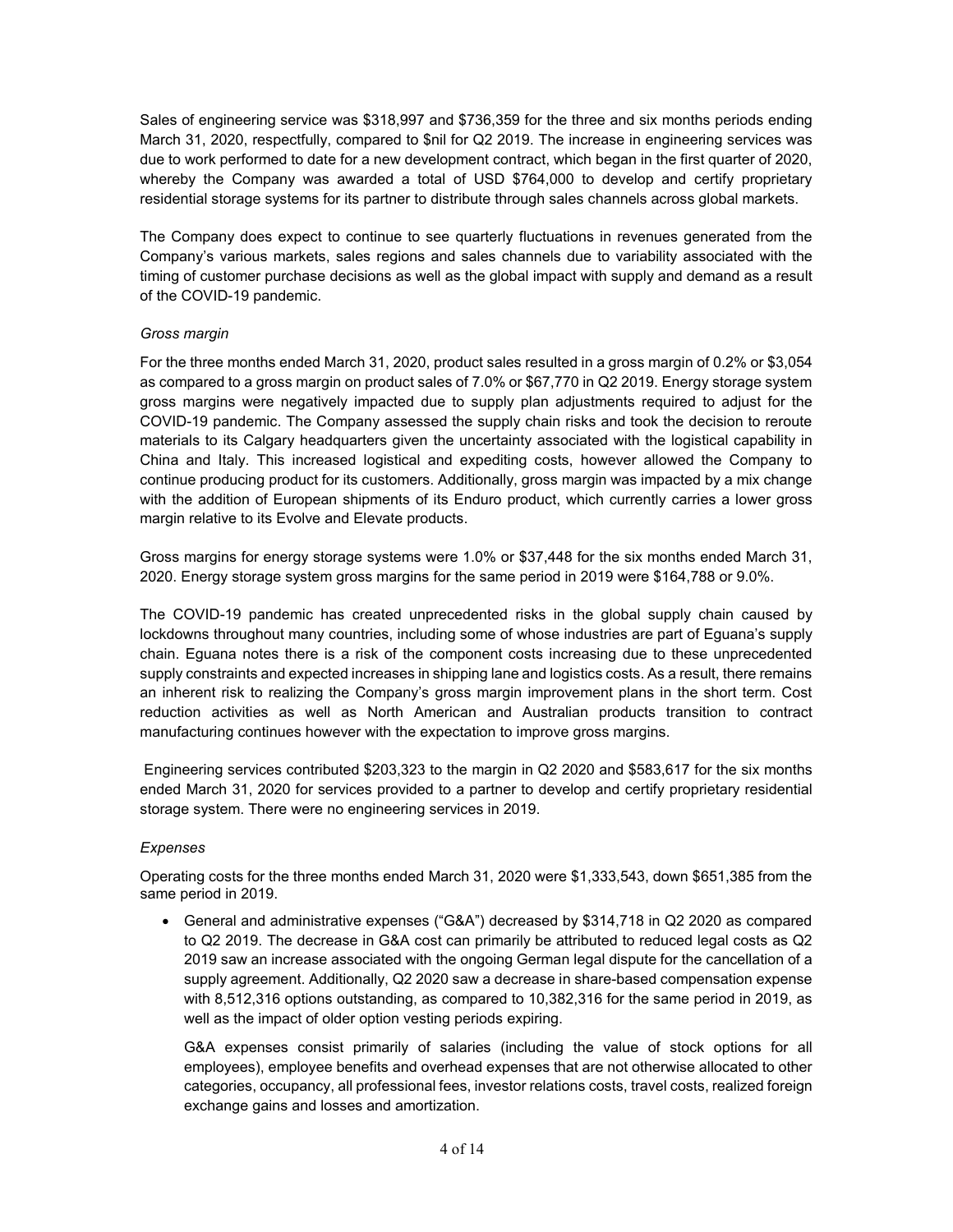Sales of engineering service was $318,997 and $736,359 for the three and six months periods ending March 31, 2020, respectfully, compared to $nil for Q2 2019. The increase in engineering services was due to work performed to date for a new development contract, which began in the first quarter of 2020, whereby the Company was awarded a total of USD $764,000 to develop and certify proprietary residential storage systems for its partner to distribute through sales channels across global markets.

The Company does expect to continue to see quarterly fluctuations in revenues generated from the Company's various markets, sales regions and sales channels due to variability associated with the timing of customer purchase decisions as well as the global impact with supply and demand as a result of the COVID-19 pandemic.

*Gross margin*

For the three months ended March 31, 2020, product sales resulted in a gross margin of 0.2% or $3,054 as compared to a gross margin on product sales of 7.0% or $67,770 in Q2 2019. Energy storage system gross margins were negatively impacted due to supply plan adjustments required to adjust for the COVID-19 pandemic. The Company assessed the supply chain risks and took the decision to reroute materials to its Calgary headquarters given the uncertainty associated with the logistical capability in China and Italy. This increased logistical and expediting costs, however allowed the Company to continue producing product for its customers. Additionally, gross margin was impacted by a mix change with the addition of European shipments of its Enduro product, which currently carries a lower gross margin relative to its Evolve and Elevate products.

Gross margins for energy storage systems were 1.0% or $37,448 for the six months ended March 31, 2020. Energy storage system gross margins for the same period in 2019 were $164,788 or 9.0%.

The COVID-19 pandemic has created unprecedented risks in the global supply chain caused by lockdowns throughout many countries, including some of whose industries are part of Eguana's supply chain. Eguana notes there is a risk of the component costs increasing due to these unprecedented supply constraints and expected increases in shipping lane and logistics costs. As a result, there remains an inherent risk to realizing the Company's gross margin improvement plans in the short term. Cost reduction activities as well as North American and Australian products transition to contract manufacturing continues however with the expectation to improve gross margins.

Engineering services contributed $203,323 to the margin in Q2 2020 and $583,617 for the six months ended March 31, 2020 for services provided to a partner to develop and certify proprietary residential storage system. There were no engineering services in 2019.

*Expenses*

Operating costs for the three months ended March 31, 2020 were $1,333,543, down $651,385 from the same period in 2019.

- General and administrative expenses ("G&A") decreased by $314,718 in Q2 2020 as compared to Q2 2019. The decrease in G&A cost can primarily be attributed to reduced legal costs as Q2 2019 saw an increase associated with the ongoing German legal dispute for the cancellation of a supply agreement. Additionally, Q2 2020 saw a decrease in share-based compensation expense with 8,512,316 options outstanding, as compared to 10,382,316 for the same period in 2019, as well as the impact of older option vesting periods expiring.

  G&A expenses consist primarily of salaries (including the value of stock options for all employees), employee benefits and overhead expenses that are not otherwise allocated to other categories, occupancy, all professional fees, investor relations costs, travel costs, realized foreign exchange gains and losses and amortization.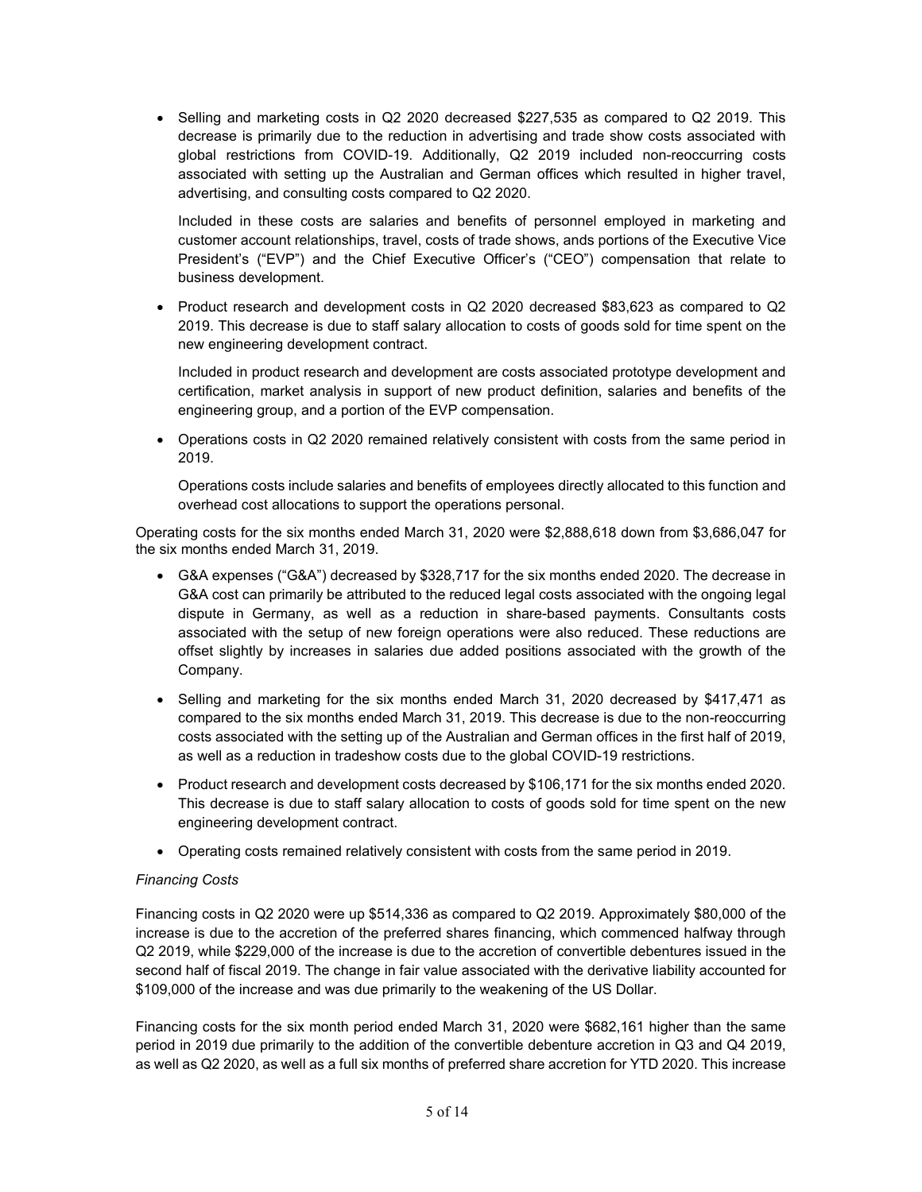- Selling and marketing costs in Q2 2020 decreased $227,535 as compared to Q2 2019. This decrease is primarily due to the reduction in advertising and trade show costs associated with global restrictions from COVID-19. Additionally, Q2 2019 included non-reoccurring costs associated with setting up the Australian and German offices which resulted in higher travel, advertising, and consulting costs compared to Q2 2020.

  Included in these costs are salaries and benefits of personnel employed in marketing and customer account relationships, travel, costs of trade shows, ands portions of the Executive Vice President's ("EVP") and the Chief Executive Officer's ("CEO") compensation that relate to business development.

- Product research and development costs in Q2 2020 decreased $83,623 as compared to Q2 2019. This decrease is due to staff salary allocation to costs of goods sold for time spent on the new engineering development contract.

  Included in product research and development are costs associated prototype development and certification, market analysis in support of new product definition, salaries and benefits of the engineering group, and a portion of the EVP compensation.

- Operations costs in Q2 2020 remained relatively consistent with costs from the same period in 2019.

  Operations costs include salaries and benefits of employees directly allocated to this function and overhead cost allocations to support the operations personal.

Operating costs for the six months ended March 31, 2020 were $2,888,618 down from $3,686,047 for the six months ended March 31, 2019.

- G&A expenses ("G&A") decreased by $328,717 for the six months ended 2020. The decrease in G&A cost can primarily be attributed to the reduced legal costs associated with the ongoing legal dispute in Germany, as well as a reduction in share-based payments. Consultants costs associated with the setup of new foreign operations were also reduced. These reductions are offset slightly by increases in salaries due added positions associated with the growth of the Company.
- Selling and marketing for the six months ended March 31, 2020 decreased by $417,471 as compared to the six months ended March 31, 2019. This decrease is due to the non-reoccurring costs associated with the setting up of the Australian and German offices in the first half of 2019, as well as a reduction in tradeshow costs due to the global COVID-19 restrictions.
- Product research and development costs decreased by $106,171 for the six months ended 2020. This decrease is due to staff salary allocation to costs of goods sold for time spent on the new engineering development contract.
- Operating costs remained relatively consistent with costs from the same period in 2019.

*Financing Costs*

Financing costs in Q2 2020 were up $514,336 as compared to Q2 2019. Approximately $80,000 of the increase is due to the accretion of the preferred shares financing, which commenced halfway through Q2 2019, while $229,000 of the increase is due to the accretion of convertible debentures issued in the second half of fiscal 2019. The change in fair value associated with the derivative liability accounted for $109,000 of the increase and was due primarily to the weakening of the US Dollar.

Financing costs for the six month period ended March 31, 2020 were $682,161 higher than the same period in 2019 due primarily to the addition of the convertible debenture accretion in Q3 and Q4 2019, as well as Q2 2020, as well as a full six months of preferred share accretion for YTD 2020. This increase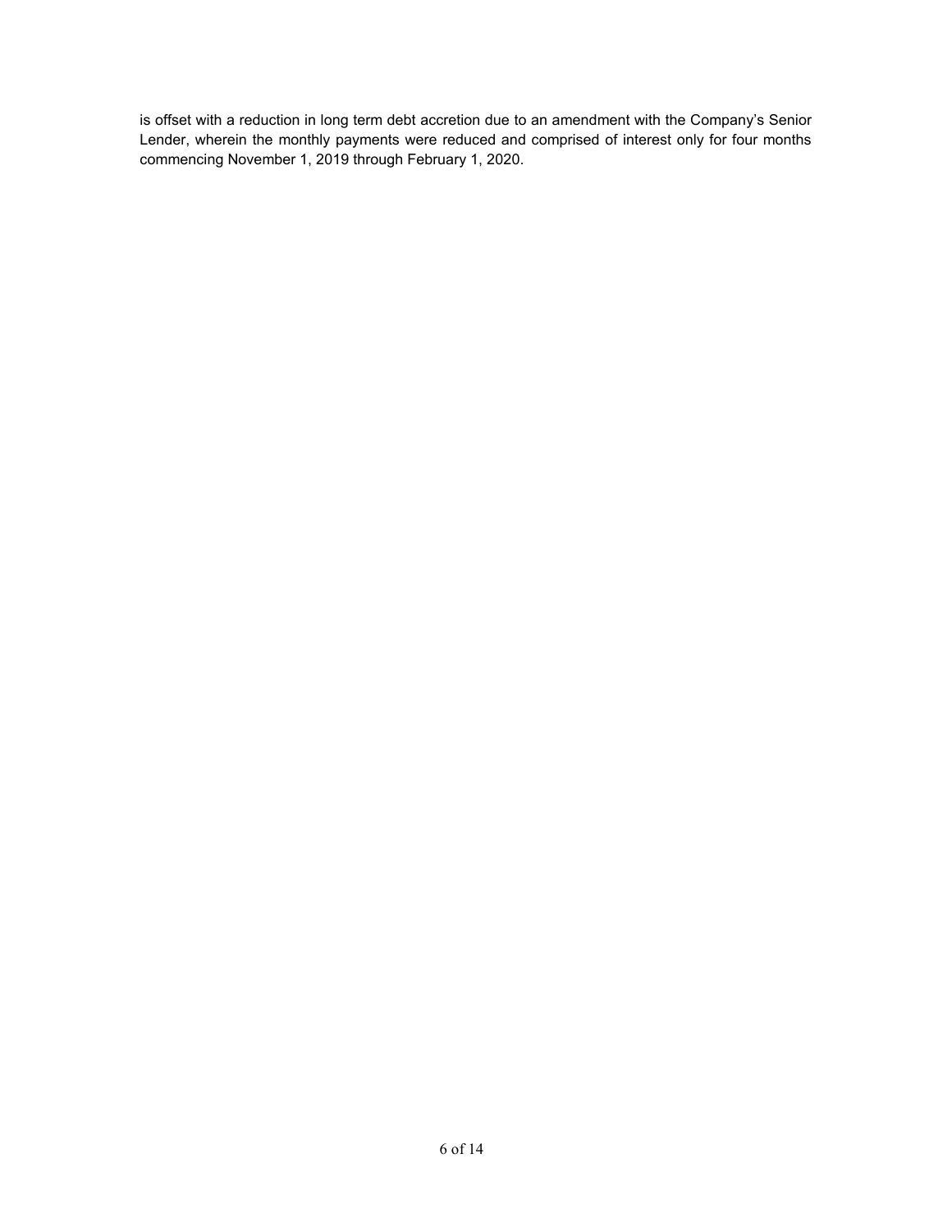is offset with a reduction in long term debt accretion due to an amendment with the Company's Senior Lender, wherein the monthly payments were reduced and comprised of interest only for four months commencing November 1, 2019 through February 1, 2020.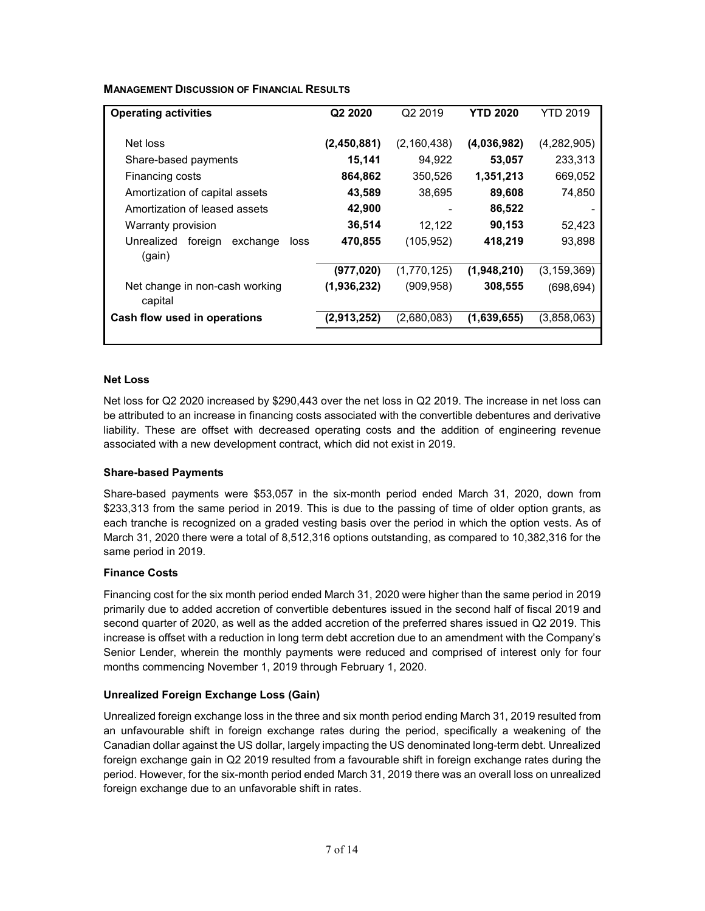**Management Discussion of Financial Results**

| Operating activities | Q2 2020 | Q2 2019 | YTD 2020 | YTD 2019 |
|---|---|---|---|---|
| Net loss | **(2,450,881)** | (2,160,438) | **(4,036,982)** | (4,282,905) |
| Share-based payments | **15,141** | 94,922 | **53,057** | 233,313 |
| Financing costs | **864,862** | 350,526 | **1,351,213** | 669,052 |
| Amortization of capital assets | **43,589** | 38,695 | **89,608** | 74,850 |
| Amortization of leased assets | **42,900** | - | **86,522** | - |
| Warranty provision | **36,514** | 12,122 | **90,153** | 52,423 |
| Unrealized foreign exchange loss (gain) | **470,855** | (105,952) | **418,219** | 93,898 |
| | **(977,020)** | (1,770,125) | **(1,948,210)** | (3,159,369) |
| Net change in non-cash working capital | **(1,936,232)** | (909,958) | **308,555** | (698,694) |
| **Cash flow used in operations** | **(2,913,252)** | (2,680,083) | **(1,639,655)** | (3,858,063) |

**Net Loss**

Net loss for Q2 2020 increased by $290,443 over the net loss in Q2 2019. The increase in net loss can be attributed to an increase in financing costs associated with the convertible debentures and derivative liability. These are offset with decreased operating costs and the addition of engineering revenue associated with a new development contract, which did not exist in 2019.

**Share-based Payments**

Share-based payments were $53,057 in the six-month period ended March 31, 2020, down from $233,313 from the same period in 2019. This is due to the passing of time of older option grants, as each tranche is recognized on a graded vesting basis over the period in which the option vests. As of March 31, 2020 there were a total of 8,512,316 options outstanding, as compared to 10,382,316 for the same period in 2019.

**Finance Costs**

Financing cost for the six month period ended March 31, 2020 were higher than the same period in 2019 primarily due to added accretion of convertible debentures issued in the second half of fiscal 2019 and second quarter of 2020, as well as the added accretion of the preferred shares issued in Q2 2019. This increase is offset with a reduction in long term debt accretion due to an amendment with the Company's Senior Lender, wherein the monthly payments were reduced and comprised of interest only for four months commencing November 1, 2019 through February 1, 2020.

**Unrealized Foreign Exchange Loss (Gain)**

Unrealized foreign exchange loss in the three and six month period ending March 31, 2019 resulted from an unfavourable shift in foreign exchange rates during the period, specifically a weakening of the Canadian dollar against the US dollar, largely impacting the US denominated long-term debt. Unrealized foreign exchange gain in Q2 2019 resulted from a favourable shift in foreign exchange rates during the period. However, for the six-month period ended March 31, 2019 there was an overall loss on unrealized foreign exchange due to an unfavorable shift in rates.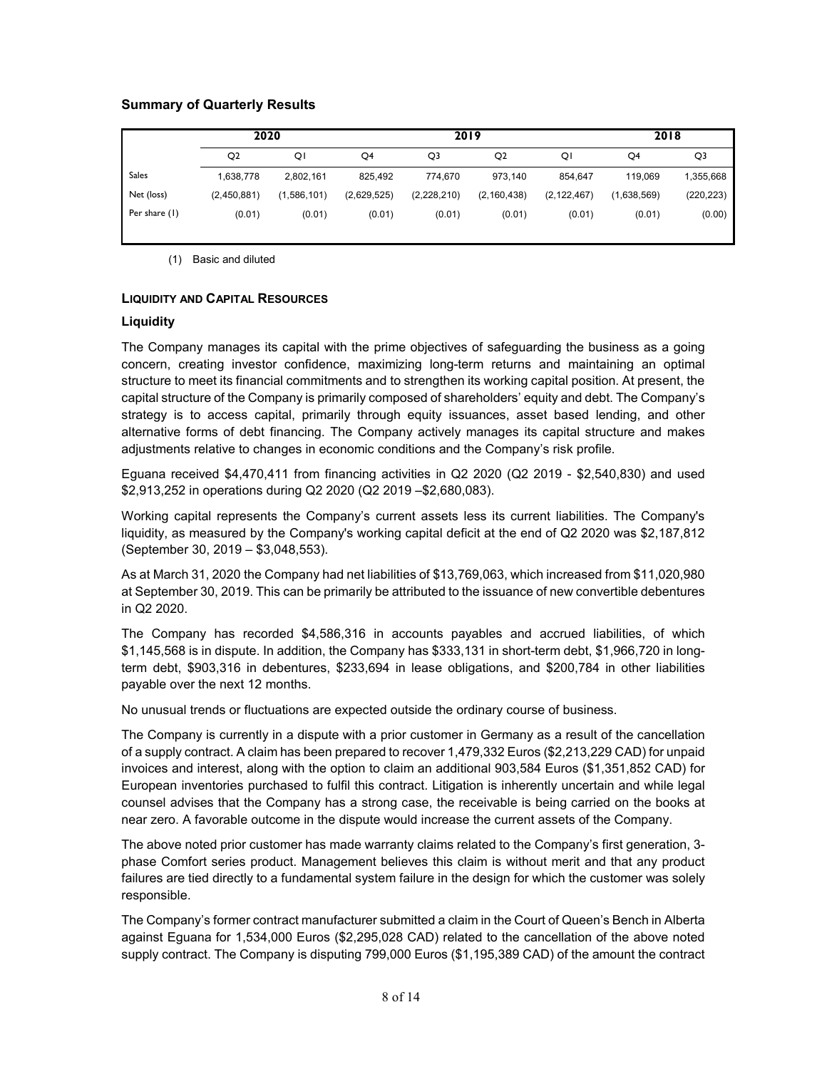### Summary of Quarterly Results

| | 2020 | | 2019 | | | | 2018 | |
|---|---|---|---|---|---|---|---|---|
| | Q2 | Q1 | Q4 | Q3 | Q2 | Q1 | Q4 | Q3 |
| Sales | 1,638,778 | 2,802,161 | 825,492 | 774,670 | 973,140 | 854,647 | 119,069 | 1,355,668 |
| Net (loss) | (2,450,881) | (1,586,101) | (2,629,525) | (2,228,210) | (2,160,438) | (2,122,467) | (1,638,569) | (220,223) |
| Per share (1) | (0.01) | (0.01) | (0.01) | (0.01) | (0.01) | (0.01) | (0.01) | (0.00) |

(1) Basic and diluted

#### LIQUIDITY AND CAPITAL RESOURCES

**Liquidity**

The Company manages its capital with the prime objectives of safeguarding the business as a going concern, creating investor confidence, maximizing long-term returns and maintaining an optimal structure to meet its financial commitments and to strengthen its working capital position. At present, the capital structure of the Company is primarily composed of shareholders' equity and debt. The Company's strategy is to access capital, primarily through equity issuances, asset based lending, and other alternative forms of debt financing. The Company actively manages its capital structure and makes adjustments relative to changes in economic conditions and the Company's risk profile.

Eguana received $4,470,411 from financing activities in Q2 2020 (Q2 2019 - $2,540,830) and used $2,913,252 in operations during Q2 2020 (Q2 2019 –$2,680,083).

Working capital represents the Company's current assets less its current liabilities. The Company's liquidity, as measured by the Company's working capital deficit at the end of Q2 2020 was $2,187,812 (September 30, 2019 – $3,048,553).

As at March 31, 2020 the Company had net liabilities of $13,769,063, which increased from $11,020,980 at September 30, 2019. This can be primarily be attributed to the issuance of new convertible debentures in Q2 2020.

The Company has recorded $4,586,316 in accounts payables and accrued liabilities, of which $1,145,568 is in dispute. In addition, the Company has $333,131 in short-term debt, $1,966,720 in long-term debt, $903,316 in debentures, $233,694 in lease obligations, and $200,784 in other liabilities payable over the next 12 months.

No unusual trends or fluctuations are expected outside the ordinary course of business.

The Company is currently in a dispute with a prior customer in Germany as a result of the cancellation of a supply contract. A claim has been prepared to recover 1,479,332 Euros ($2,213,229 CAD) for unpaid invoices and interest, along with the option to claim an additional 903,584 Euros ($1,351,852 CAD) for European inventories purchased to fulfil this contract. Litigation is inherently uncertain and while legal counsel advises that the Company has a strong case, the receivable is being carried on the books at near zero. A favorable outcome in the dispute would increase the current assets of the Company.

The above noted prior customer has made warranty claims related to the Company's first generation, 3-phase Comfort series product. Management believes this claim is without merit and that any product failures are tied directly to a fundamental system failure in the design for which the customer was solely responsible.

The Company's former contract manufacturer submitted a claim in the Court of Queen's Bench in Alberta against Eguana for 1,534,000 Euros ($2,295,028 CAD) related to the cancellation of the above noted supply contract. The Company is disputing 799,000 Euros ($1,195,389 CAD) of the amount the contract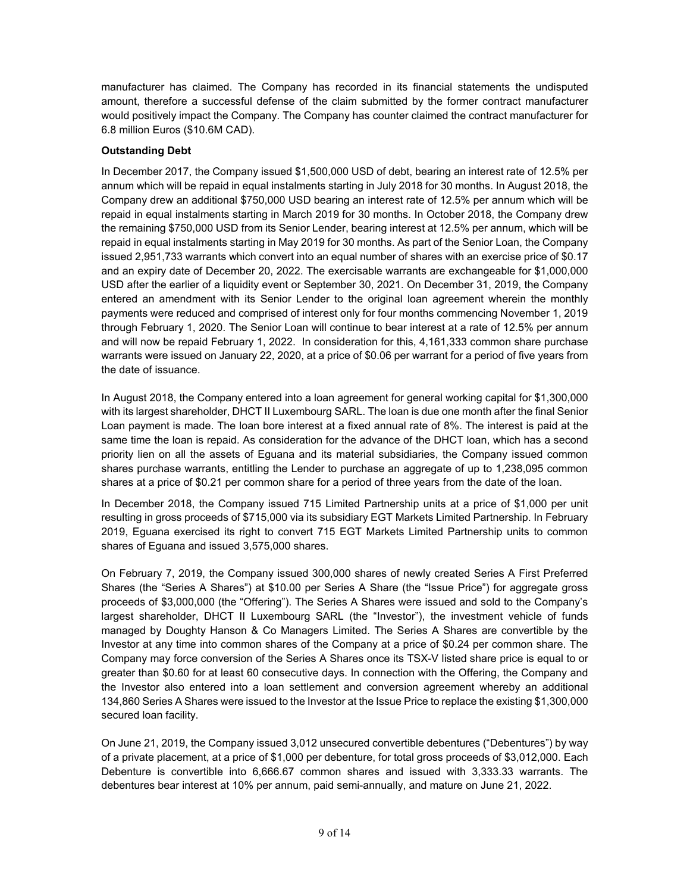manufacturer has claimed. The Company has recorded in its financial statements the undisputed amount, therefore a successful defense of the claim submitted by the former contract manufacturer would positively impact the Company. The Company has counter claimed the contract manufacturer for 6.8 million Euros ($10.6M CAD).

**Outstanding Debt**

In December 2017, the Company issued $1,500,000 USD of debt, bearing an interest rate of 12.5% per annum which will be repaid in equal instalments starting in July 2018 for 30 months. In August 2018, the Company drew an additional $750,000 USD bearing an interest rate of 12.5% per annum which will be repaid in equal instalments starting in March 2019 for 30 months. In October 2018, the Company drew the remaining $750,000 USD from its Senior Lender, bearing interest at 12.5% per annum, which will be repaid in equal instalments starting in May 2019 for 30 months. As part of the Senior Loan, the Company issued 2,951,733 warrants which convert into an equal number of shares with an exercise price of $0.17 and an expiry date of December 20, 2022. The exercisable warrants are exchangeable for $1,000,000 USD after the earlier of a liquidity event or September 30, 2021. On December 31, 2019, the Company entered an amendment with its Senior Lender to the original loan agreement wherein the monthly payments were reduced and comprised of interest only for four months commencing November 1, 2019 through February 1, 2020. The Senior Loan will continue to bear interest at a rate of 12.5% per annum and will now be repaid February 1, 2022. In consideration for this, 4,161,333 common share purchase warrants were issued on January 22, 2020, at a price of $0.06 per warrant for a period of five years from the date of issuance.

In August 2018, the Company entered into a loan agreement for general working capital for $1,300,000 with its largest shareholder, DHCT II Luxembourg SARL. The loan is due one month after the final Senior Loan payment is made. The loan bore interest at a fixed annual rate of 8%. The interest is paid at the same time the loan is repaid. As consideration for the advance of the DHCT loan, which has a second priority lien on all the assets of Eguana and its material subsidiaries, the Company issued common shares purchase warrants, entitling the Lender to purchase an aggregate of up to 1,238,095 common shares at a price of $0.21 per common share for a period of three years from the date of the loan.

In December 2018, the Company issued 715 Limited Partnership units at a price of $1,000 per unit resulting in gross proceeds of $715,000 via its subsidiary EGT Markets Limited Partnership. In February 2019, Eguana exercised its right to convert 715 EGT Markets Limited Partnership units to common shares of Eguana and issued 3,575,000 shares.

On February 7, 2019, the Company issued 300,000 shares of newly created Series A First Preferred Shares (the "Series A Shares") at $10.00 per Series A Share (the "Issue Price") for aggregate gross proceeds of $3,000,000 (the "Offering"). The Series A Shares were issued and sold to the Company's largest shareholder, DHCT II Luxembourg SARL (the "Investor"), the investment vehicle of funds managed by Doughty Hanson & Co Managers Limited. The Series A Shares are convertible by the Investor at any time into common shares of the Company at a price of $0.24 per common share. The Company may force conversion of the Series A Shares once its TSX-V listed share price is equal to or greater than $0.60 for at least 60 consecutive days. In connection with the Offering, the Company and the Investor also entered into a loan settlement and conversion agreement whereby an additional 134,860 Series A Shares were issued to the Investor at the Issue Price to replace the existing $1,300,000 secured loan facility.

On June 21, 2019, the Company issued 3,012 unsecured convertible debentures ("Debentures") by way of a private placement, at a price of $1,000 per debenture, for total gross proceeds of $3,012,000. Each Debenture is convertible into 6,666.67 common shares and issued with 3,333.33 warrants. The debentures bear interest at 10% per annum, paid semi-annually, and mature on June 21, 2022.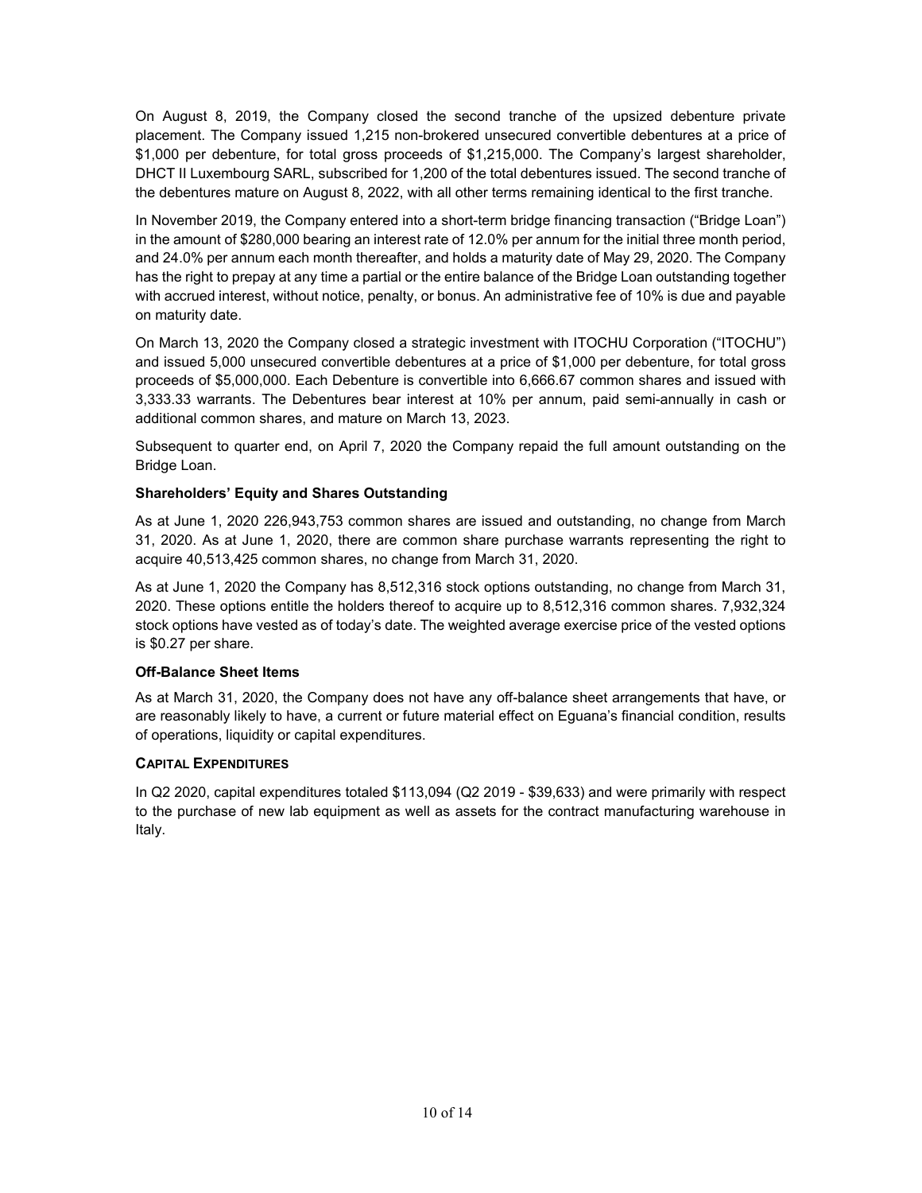On August 8, 2019, the Company closed the second tranche of the upsized debenture private placement. The Company issued 1,215 non-brokered unsecured convertible debentures at a price of $1,000 per debenture, for total gross proceeds of $1,215,000. The Company's largest shareholder, DHCT II Luxembourg SARL, subscribed for 1,200 of the total debentures issued. The second tranche of the debentures mature on August 8, 2022, with all other terms remaining identical to the first tranche.

In November 2019, the Company entered into a short-term bridge financing transaction ("Bridge Loan") in the amount of $280,000 bearing an interest rate of 12.0% per annum for the initial three month period, and 24.0% per annum each month thereafter, and holds a maturity date of May 29, 2020. The Company has the right to prepay at any time a partial or the entire balance of the Bridge Loan outstanding together with accrued interest, without notice, penalty, or bonus. An administrative fee of 10% is due and payable on maturity date.

On March 13, 2020 the Company closed a strategic investment with ITOCHU Corporation ("ITOCHU") and issued 5,000 unsecured convertible debentures at a price of $1,000 per debenture, for total gross proceeds of $5,000,000. Each Debenture is convertible into 6,666.67 common shares and issued with 3,333.33 warrants. The Debentures bear interest at 10% per annum, paid semi-annually in cash or additional common shares, and mature on March 13, 2023.

Subsequent to quarter end, on April 7, 2020 the Company repaid the full amount outstanding on the Bridge Loan.

**Shareholders' Equity and Shares Outstanding**

As at June 1, 2020 226,943,753 common shares are issued and outstanding, no change from March 31, 2020. As at June 1, 2020, there are common share purchase warrants representing the right to acquire 40,513,425 common shares, no change from March 31, 2020.

As at June 1, 2020 the Company has 8,512,316 stock options outstanding, no change from March 31, 2020. These options entitle the holders thereof to acquire up to 8,512,316 common shares. 7,932,324 stock options have vested as of today's date. The weighted average exercise price of the vested options is $0.27 per share.

**Off-Balance Sheet Items**

As at March 31, 2020, the Company does not have any off-balance sheet arrangements that have, or are reasonably likely to have, a current or future material effect on Eguana's financial condition, results of operations, liquidity or capital expenditures.

## CAPITAL EXPENDITURES

In Q2 2020, capital expenditures totaled $113,094 (Q2 2019 - $39,633) and were primarily with respect to the purchase of new lab equipment as well as assets for the contract manufacturing warehouse in Italy.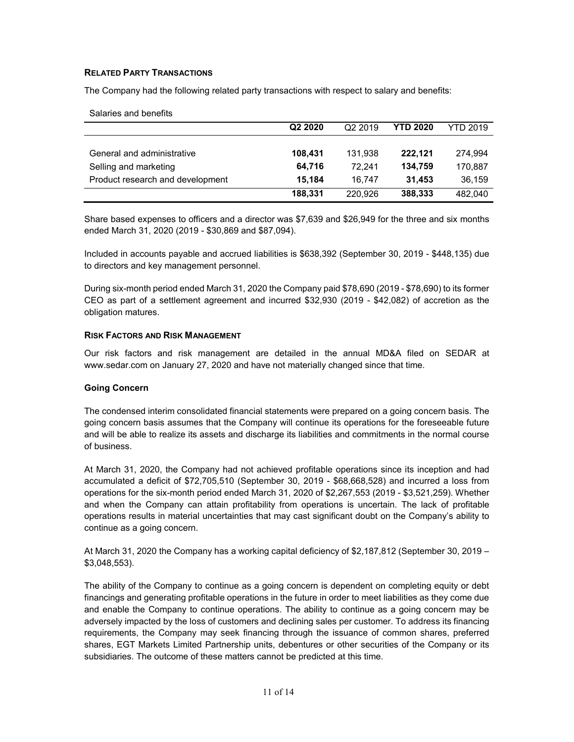## Related Party Transactions

The Company had the following related party transactions with respect to salary and benefits:

Salaries and benefits

| | **Q2 2020** | Q2 2019 | **YTD 2020** | YTD 2019 |
|---|---|---|---|---|
| General and administrative | **108,431** | 131,938 | **222,121** | 274,994 |
| Selling and marketing | **64,716** | 72,241 | **134,759** | 170,887 |
| Product research and development | **15,184** | 16,747 | **31,453** | 36,159 |
| | **188,331** | 220,926 | **388,333** | 482,040 |

Share based expenses to officers and a director was $7,639 and $26,949 for the three and six months ended March 31, 2020 (2019 - $30,869 and $87,094).

Included in accounts payable and accrued liabilities is $638,392 (September 30, 2019 - $448,135) due to directors and key management personnel.

During six-month period ended March 31, 2020 the Company paid $78,690 (2019 - $78,690) to its former CEO as part of a settlement agreement and incurred $32,930 (2019 - $42,082) of accretion as the obligation matures.

## Risk Factors and Risk Management

Our risk factors and risk management are detailed in the annual MD&A filed on SEDAR at www.sedar.com on January 27, 2020 and have not materially changed since that time.

### Going Concern

The condensed interim consolidated financial statements were prepared on a going concern basis. The going concern basis assumes that the Company will continue its operations for the foreseeable future and will be able to realize its assets and discharge its liabilities and commitments in the normal course of business.

At March 31, 2020, the Company had not achieved profitable operations since its inception and had accumulated a deficit of $72,705,510 (September 30, 2019 - $68,668,528) and incurred a loss from operations for the six-month period ended March 31, 2020 of $2,267,553 (2019 - $3,521,259). Whether and when the Company can attain profitability from operations is uncertain. The lack of profitable operations results in material uncertainties that may cast significant doubt on the Company's ability to continue as a going concern.

At March 31, 2020 the Company has a working capital deficiency of $2,187,812 (September 30, 2019 – $3,048,553).

The ability of the Company to continue as a going concern is dependent on completing equity or debt financings and generating profitable operations in the future in order to meet liabilities as they come due and enable the Company to continue operations. The ability to continue as a going concern may be adversely impacted by the loss of customers and declining sales per customer. To address its financing requirements, the Company may seek financing through the issuance of common shares, preferred shares, EGT Markets Limited Partnership units, debentures or other securities of the Company or its subsidiaries. The outcome of these matters cannot be predicted at this time.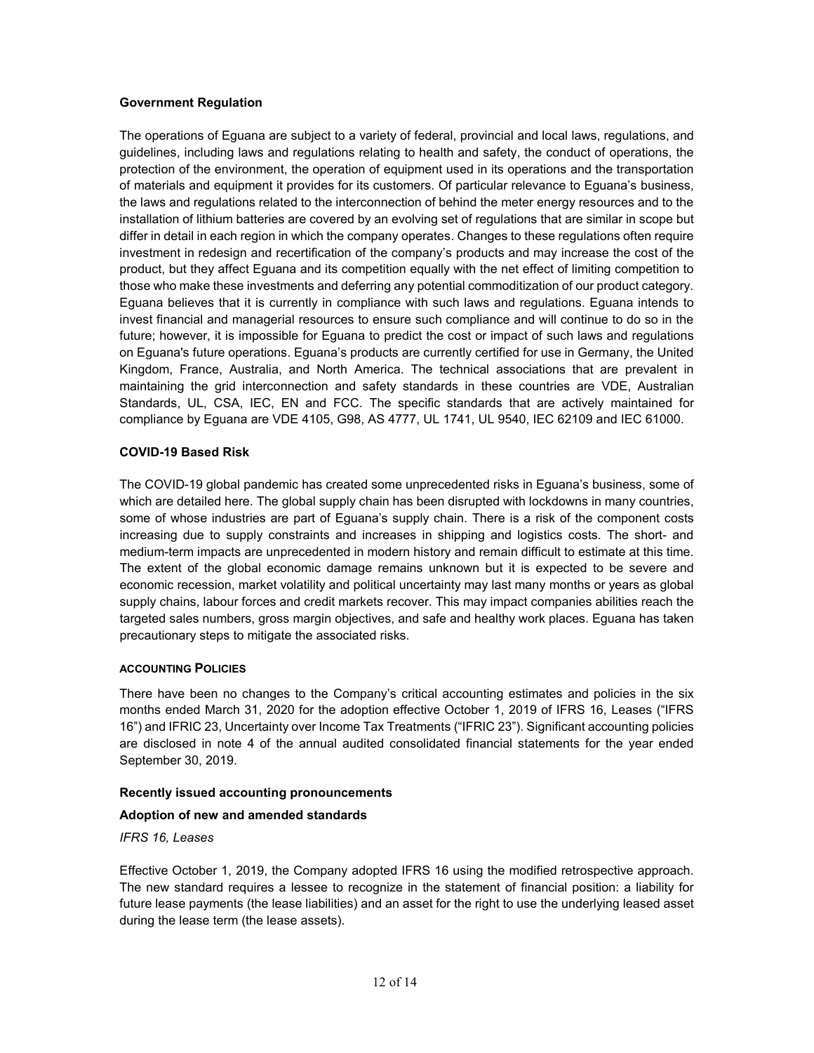### Government Regulation

The operations of Eguana are subject to a variety of federal, provincial and local laws, regulations, and guidelines, including laws and regulations relating to health and safety, the conduct of operations, the protection of the environment, the operation of equipment used in its operations and the transportation of materials and equipment it provides for its customers. Of particular relevance to Eguana's business, the laws and regulations related to the interconnection of behind the meter energy resources and to the installation of lithium batteries are covered by an evolving set of regulations that are similar in scope but differ in detail in each region in which the company operates. Changes to these regulations often require investment in redesign and recertification of the company's products and may increase the cost of the product, but they affect Eguana and its competition equally with the net effect of limiting competition to those who make these investments and deferring any potential commoditization of our product category. Eguana believes that it is currently in compliance with such laws and regulations. Eguana intends to invest financial and managerial resources to ensure such compliance and will continue to do so in the future; however, it is impossible for Eguana to predict the cost or impact of such laws and regulations on Eguana's future operations. Eguana's products are currently certified for use in Germany, the United Kingdom, France, Australia, and North America. The technical associations that are prevalent in maintaining the grid interconnection and safety standards in these countries are VDE, Australian Standards, UL, CSA, IEC, EN and FCC. The specific standards that are actively maintained for compliance by Eguana are VDE 4105, G98, AS 4777, UL 1741, UL 9540, IEC 62109 and IEC 61000.

### COVID-19 Based Risk

The COVID-19 global pandemic has created some unprecedented risks in Eguana's business, some of which are detailed here. The global supply chain has been disrupted with lockdowns in many countries, some of whose industries are part of Eguana's supply chain. There is a risk of the component costs increasing due to supply constraints and increases in shipping and logistics costs. The short- and medium-term impacts are unprecedented in modern history and remain difficult to estimate at this time. The extent of the global economic damage remains unknown but it is expected to be severe and economic recession, market volatility and political uncertainty may last many months or years as global supply chains, labour forces and credit markets recover. This may impact companies abilities reach the targeted sales numbers, gross margin objectives, and safe and healthy work places. Eguana has taken precautionary steps to mitigate the associated risks.

## ACCOUNTING POLICIES

There have been no changes to the Company's critical accounting estimates and policies in the six months ended March 31, 2020 for the adoption effective October 1, 2019 of IFRS 16, Leases ("IFRS 16") and IFRIC 23, Uncertainty over Income Tax Treatments ("IFRIC 23"). Significant accounting policies are disclosed in note 4 of the annual audited consolidated financial statements for the year ended September 30, 2019.

### Recently issued accounting pronouncements

### Adoption of new and amended standards

*IFRS 16, Leases*

Effective October 1, 2019, the Company adopted IFRS 16 using the modified retrospective approach. The new standard requires a lessee to recognize in the statement of financial position: a liability for future lease payments (the lease liabilities) and an asset for the right to use the underlying leased asset during the lease term (the lease assets).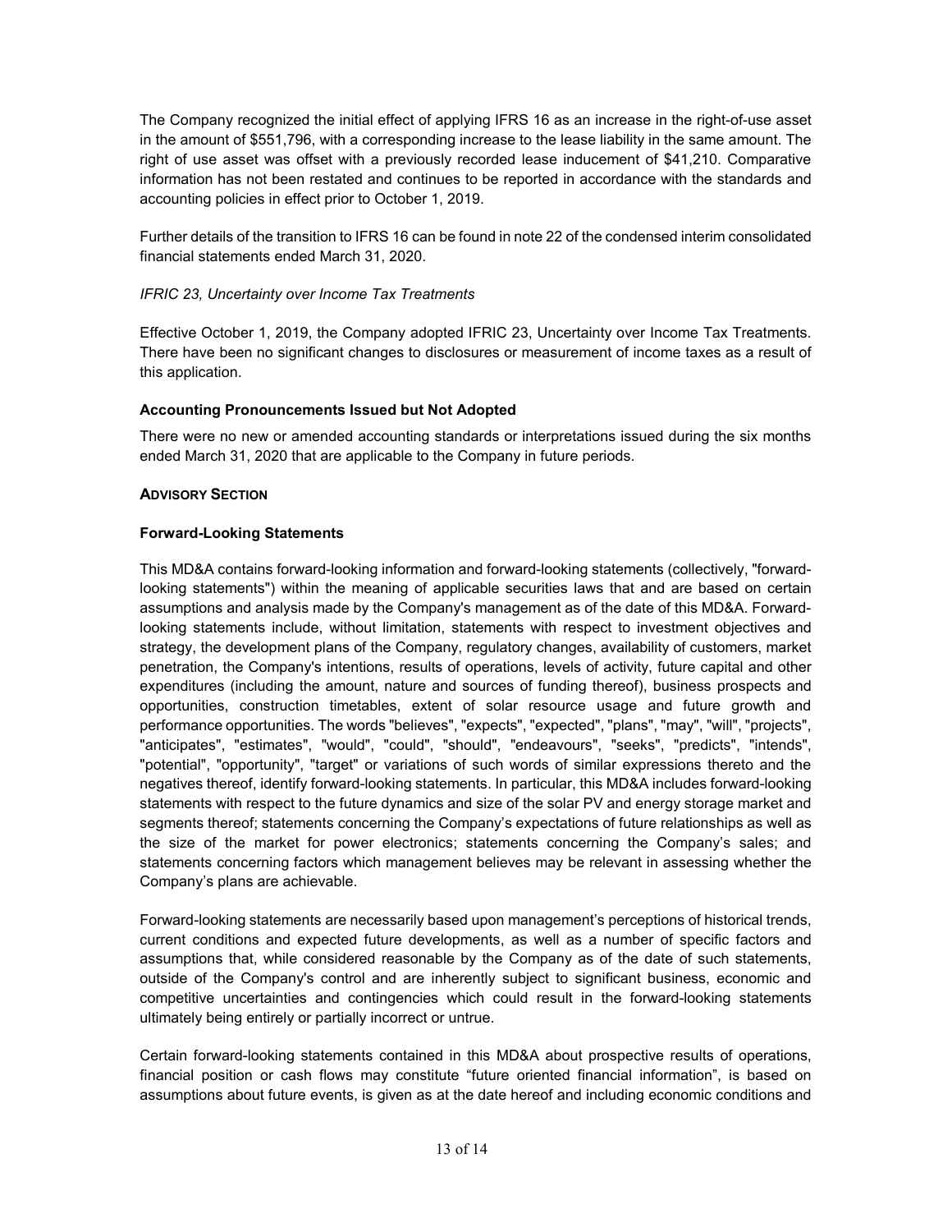The Company recognized the initial effect of applying IFRS 16 as an increase in the right-of-use asset in the amount of $551,796, with a corresponding increase to the lease liability in the same amount. The right of use asset was offset with a previously recorded lease inducement of $41,210. Comparative information has not been restated and continues to be reported in accordance with the standards and accounting policies in effect prior to October 1, 2019.

Further details of the transition to IFRS 16 can be found in note 22 of the condensed interim consolidated financial statements ended March 31, 2020.

*IFRIC 23, Uncertainty over Income Tax Treatments*

Effective October 1, 2019, the Company adopted IFRIC 23, Uncertainty over Income Tax Treatments. There have been no significant changes to disclosures or measurement of income taxes as a result of this application.

**Accounting Pronouncements Issued but Not Adopted**

There were no new or amended accounting standards or interpretations issued during the six months ended March 31, 2020 that are applicable to the Company in future periods.

**ADVISORY SECTION**

**Forward-Looking Statements**

This MD&A contains forward-looking information and forward-looking statements (collectively, "forward-looking statements") within the meaning of applicable securities laws that and are based on certain assumptions and analysis made by the Company's management as of the date of this MD&A. Forward-looking statements include, without limitation, statements with respect to investment objectives and strategy, the development plans of the Company, regulatory changes, availability of customers, market penetration, the Company's intentions, results of operations, levels of activity, future capital and other expenditures (including the amount, nature and sources of funding thereof), business prospects and opportunities, construction timetables, extent of solar resource usage and future growth and performance opportunities. The words "believes", "expects", "expected", "plans", "may", "will", "projects", "anticipates", "estimates", "would", "could", "should", "endeavours", "seeks", "predicts", "intends", "potential", "opportunity", "target" or variations of such words of similar expressions thereto and the negatives thereof, identify forward-looking statements. In particular, this MD&A includes forward-looking statements with respect to the future dynamics and size of the solar PV and energy storage market and segments thereof; statements concerning the Company's expectations of future relationships as well as the size of the market for power electronics; statements concerning the Company's sales; and statements concerning factors which management believes may be relevant in assessing whether the Company's plans are achievable.

Forward-looking statements are necessarily based upon management's perceptions of historical trends, current conditions and expected future developments, as well as a number of specific factors and assumptions that, while considered reasonable by the Company as of the date of such statements, outside of the Company's control and are inherently subject to significant business, economic and competitive uncertainties and contingencies which could result in the forward-looking statements ultimately being entirely or partially incorrect or untrue.

Certain forward-looking statements contained in this MD&A about prospective results of operations, financial position or cash flows may constitute "future oriented financial information", is based on assumptions about future events, is given as at the date hereof and including economic conditions and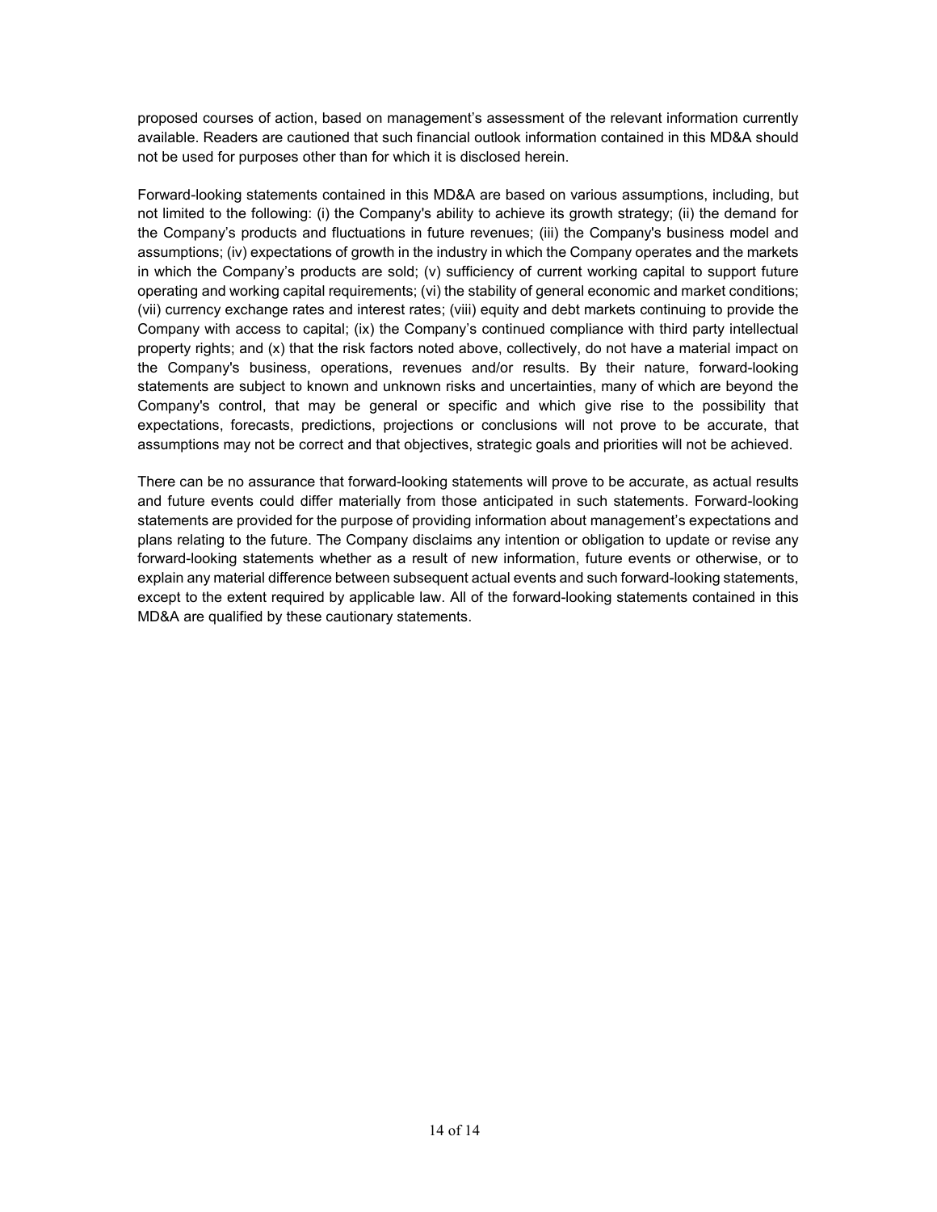proposed courses of action, based on management's assessment of the relevant information currently available. Readers are cautioned that such financial outlook information contained in this MD&A should not be used for purposes other than for which it is disclosed herein.

Forward-looking statements contained in this MD&A are based on various assumptions, including, but not limited to the following: (i) the Company's ability to achieve its growth strategy; (ii) the demand for the Company's products and fluctuations in future revenues; (iii) the Company's business model and assumptions; (iv) expectations of growth in the industry in which the Company operates and the markets in which the Company's products are sold; (v) sufficiency of current working capital to support future operating and working capital requirements; (vi) the stability of general economic and market conditions; (vii) currency exchange rates and interest rates; (viii) equity and debt markets continuing to provide the Company with access to capital; (ix) the Company's continued compliance with third party intellectual property rights; and (x) that the risk factors noted above, collectively, do not have a material impact on the Company's business, operations, revenues and/or results. By their nature, forward-looking statements are subject to known and unknown risks and uncertainties, many of which are beyond the Company's control, that may be general or specific and which give rise to the possibility that expectations, forecasts, predictions, projections or conclusions will not prove to be accurate, that assumptions may not be correct and that objectives, strategic goals and priorities will not be achieved.

There can be no assurance that forward-looking statements will prove to be accurate, as actual results and future events could differ materially from those anticipated in such statements. Forward-looking statements are provided for the purpose of providing information about management's expectations and plans relating to the future. The Company disclaims any intention or obligation to update or revise any forward-looking statements whether as a result of new information, future events or otherwise, or to explain any material difference between subsequent actual events and such forward-looking statements, except to the extent required by applicable law. All of the forward-looking statements contained in this MD&A are qualified by these cautionary statements.